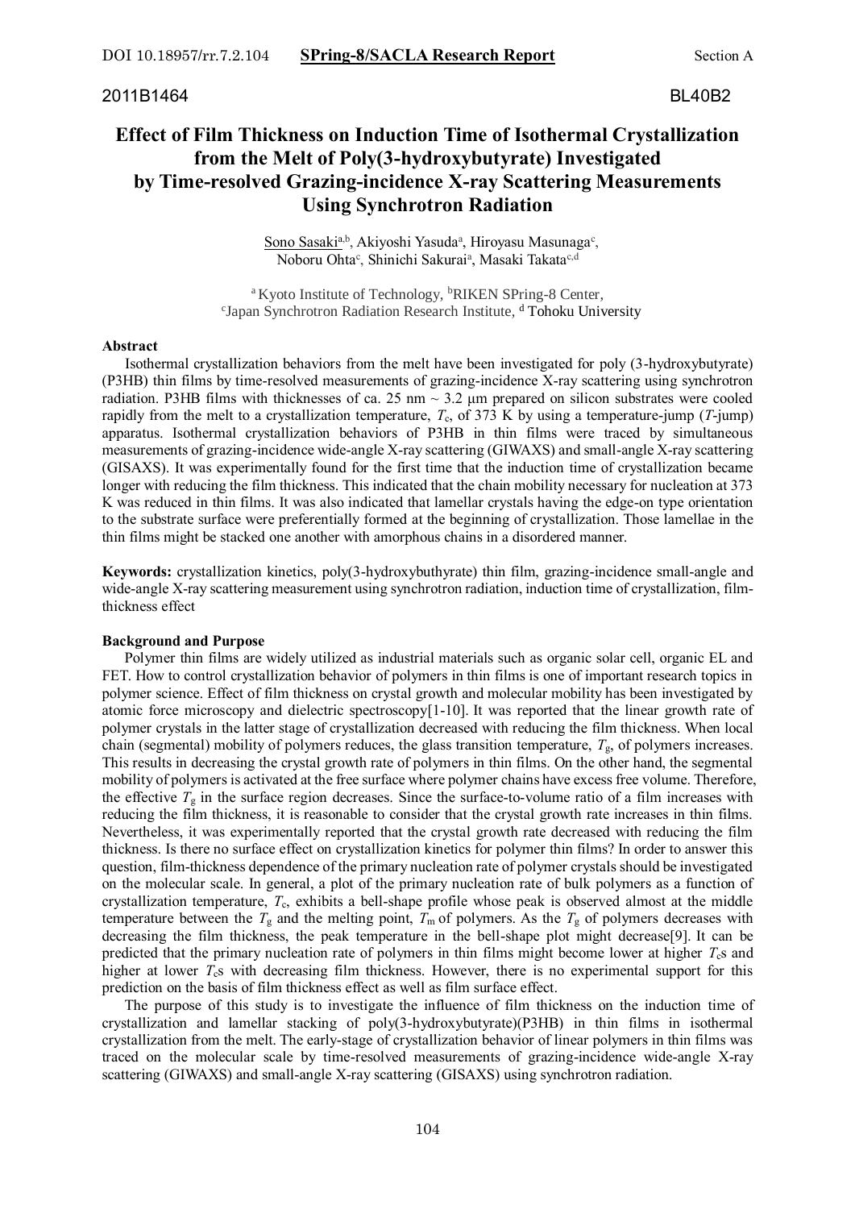2011B1464 BL40B2

# Effect of Film Thickness on Induction Time of Isothermal Crystallization from the Melt of Poly(3-hydroxybutyrate) Investigated by Time-resolved Grazing-incidence X-ray Scattering Measurements Using Synchrotron Radiation

Sono Sasaki[a,b], Akiyoshi Yasuda[a], Hiroyasu Masunaga[c], Noboru Ohta[c], Shinichi Sakurai[a], Masaki Takata[c,d]

[a] Kyoto Institute of Technology, [b]RIKEN SPring-8 Center, [c]Japan Synchrotron Radiation Research Institute, [d] Tohoku University

**Abstract**

Isothermal crystallization behaviors from the melt have been investigated for poly (3-hydroxybutyrate) (P3HB) thin films by time-resolved measurements of grazing-incidence X-ray scattering using synchrotron radiation. P3HB films with thicknesses of ca. 25 nm ~ 3.2 μm prepared on silicon substrates were cooled rapidly from the melt to a crystallization temperature, $T_c$, of 373 K by using a temperature-jump ($T$-jump) apparatus. Isothermal crystallization behaviors of P3HB in thin films were traced by simultaneous measurements of grazing-incidence wide-angle X-ray scattering (GIWAXS) and small-angle X-ray scattering (GISAXS). It was experimentally found for the first time that the induction time of crystallization became longer with reducing the film thickness. This indicated that the chain mobility necessary for nucleation at 373 K was reduced in thin films. It was also indicated that lamellar crystals having the edge-on type orientation to the substrate surface were preferentially formed at the beginning of crystallization. Those lamellae in the thin films might be stacked one another with amorphous chains in a disordered manner.

**Keywords:** crystallization kinetics, poly(3-hydroxybuthyrate) thin film, grazing-incidence small-angle and wide-angle X-ray scattering measurement using synchrotron radiation, induction time of crystallization, film-thickness effect

**Background and Purpose**

Polymer thin films are widely utilized as industrial materials such as organic solar cell, organic EL and FET. How to control crystallization behavior of polymers in thin films is one of important research topics in polymer science. Effect of film thickness on crystal growth and molecular mobility has been investigated by atomic force microscopy and dielectric spectroscopy[1-10]. It was reported that the linear growth rate of polymer crystals in the latter stage of crystallization decreased with reducing the film thickness. When local chain (segmental) mobility of polymers reduces, the glass transition temperature, $T_g$, of polymers increases. This results in decreasing the crystal growth rate of polymers in thin films. On the other hand, the segmental mobility of polymers is activated at the free surface where polymer chains have excess free volume. Therefore, the effective $T_g$ in the surface region decreases. Since the surface-to-volume ratio of a film increases with reducing the film thickness, it is reasonable to consider that the crystal growth rate increases in thin films. Nevertheless, it was experimentally reported that the crystal growth rate decreased with reducing the film thickness. Is there no surface effect on crystallization kinetics for polymer thin films? In order to answer this question, film-thickness dependence of the primary nucleation rate of polymer crystals should be investigated on the molecular scale. In general, a plot of the primary nucleation rate of bulk polymers as a function of crystallization temperature, $T_c$, exhibits a bell-shape profile whose peak is observed almost at the middle temperature between the $T_g$ and the melting point, $T_m$ of polymers. As the $T_g$ of polymers decreases with decreasing the film thickness, the peak temperature in the bell-shape plot might decrease[9]. It can be predicted that the primary nucleation rate of polymers in thin films might become lower at higher $T_c$s and higher at lower $T_c$s with decreasing film thickness. However, there is no experimental support for this prediction on the basis of film thickness effect as well as film surface effect.

The purpose of this study is to investigate the influence of film thickness on the induction time of crystallization and lamellar stacking of poly(3-hydroxybutyrate)(P3HB) in thin films in isothermal crystallization from the melt. The early-stage of crystallization behavior of linear polymers in thin films was traced on the molecular scale by time-resolved measurements of grazing-incidence wide-angle X-ray scattering (GIWAXS) and small-angle X-ray scattering (GISAXS) using synchrotron radiation.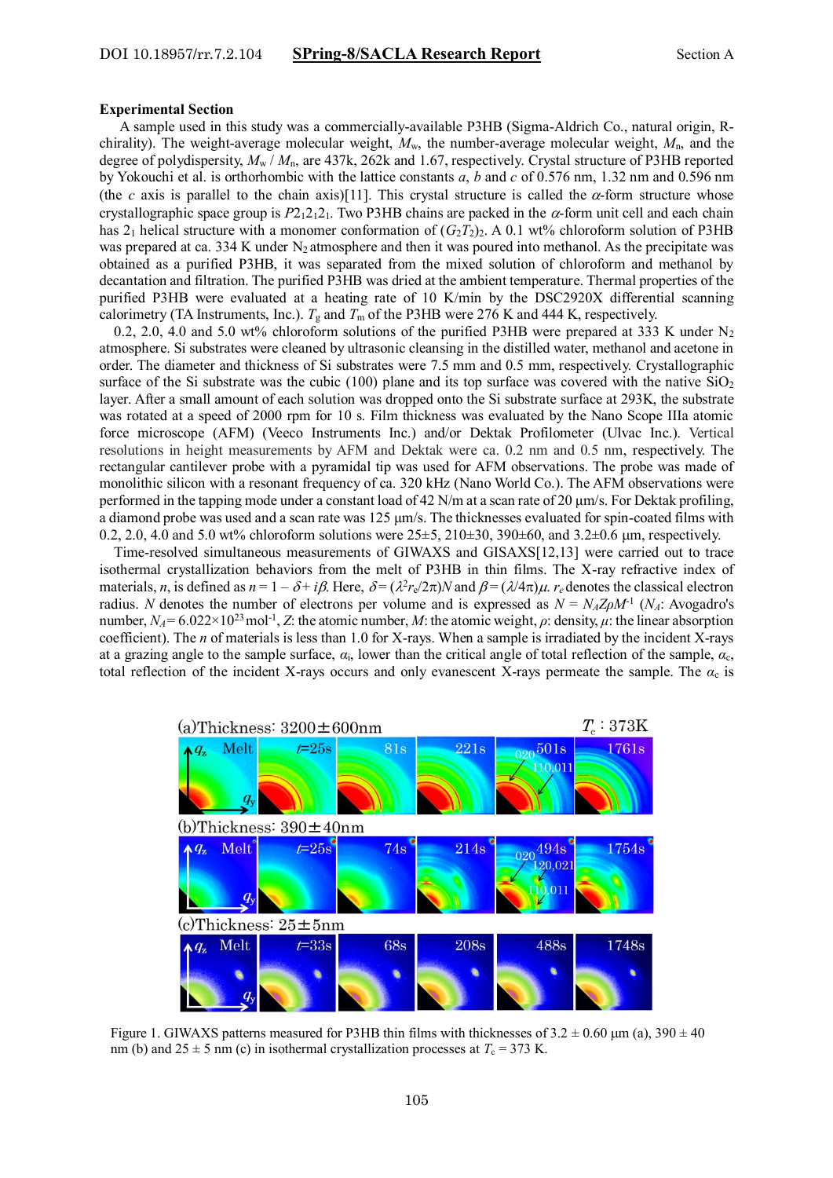## Experimental Section

A sample used in this study was a commercially-available P3HB (Sigma-Aldrich Co., natural origin, R-chirality). The weight-average molecular weight, $M_w$, the number-average molecular weight, $M_n$, and the degree of polydispersity, $M_w / M_n$, are 437k, 262k and 1.67, respectively. Crystal structure of P3HB reported by Yokouchi et al. is orthorhombic with the lattice constants $a$, $b$ and $c$ of 0.576 nm, 1.32 nm and 0.596 nm (the $c$ axis is parallel to the chain axis)[11]. This crystal structure is called the $\alpha$-form structure whose crystallographic space group is $P2_12_12_1$. Two P3HB chains are packed in the $\alpha$-form unit cell and each chain has $2_1$ helical structure with a monomer conformation of $(G_2T_2)_2$. A 0.1 wt% chloroform solution of P3HB was prepared at ca. 334 K under $N_2$ atmosphere and then it was poured into methanol. As the precipitate was obtained as a purified P3HB, it was separated from the mixed solution of chloroform and methanol by decantation and filtration. The purified P3HB was dried at the ambient temperature. Thermal properties of the purified P3HB were evaluated at a heating rate of 10 K/min by the DSC2920X differential scanning calorimetry (TA Instruments, Inc.). $T_g$ and $T_m$ of the P3HB were 276 K and 444 K, respectively.

0.2, 2.0, 4.0 and 5.0 wt% chloroform solutions of the purified P3HB were prepared at 333 K under $N_2$ atmosphere. Si substrates were cleaned by ultrasonic cleansing in the distilled water, methanol and acetone in order. The diameter and thickness of Si substrates were 7.5 mm and 0.5 mm, respectively. Crystallographic surface of the Si substrate was the cubic (100) plane and its top surface was covered with the native $SiO_2$ layer. After a small amount of each solution was dropped onto the Si substrate surface at 293K, the substrate was rotated at a speed of 2000 rpm for 10 s. Film thickness was evaluated by the Nano Scope IIIa atomic force microscope (AFM) (Veeco Instruments Inc.) and/or Dektak Profilometer (Ulvac Inc.). Vertical resolutions in height measurements by AFM and Dektak were ca. 0.2 nm and 0.5 nm, respectively. The rectangular cantilever probe with a pyramidal tip was used for AFM observations. The probe was made of monolithic silicon with a resonant frequency of ca. 320 kHz (Nano World Co.). The AFM observations were performed in the tapping mode under a constant load of 42 N/m at a scan rate of 20 μm/s. For Dektak profiling, a diamond probe was used and a scan rate was 125 μm/s. The thicknesses evaluated for spin-coated films with 0.2, 2.0, 4.0 and 5.0 wt% chloroform solutions were 25±5, 210±30, 390±60, and 3.2±0.6 μm, respectively.

Time-resolved simultaneous measurements of GIWAXS and GISAXS[12,13] were carried out to trace isothermal crystallization behaviors from the melt of P3HB in thin films. The X-ray refractive index of materials, $n$, is defined as $n = 1 - \delta + i\beta$. Here, $\delta = (\lambda^2 r_e/2\pi)N$ and $\beta = (\lambda/4\pi)\mu$. $r_e$ denotes the classical electron radius. $N$ denotes the number of electrons per volume and is expressed as $N = N_A Z\rho M^{-1}$ ($N_A$: Avogadro's number, $N_A = 6.022\times10^{23}$ mol$^{-1}$, $Z$: the atomic number, $M$: the atomic weight, $\rho$: density, $\mu$: the linear absorption coefficient). The $n$ of materials is less than 1.0 for X-rays. When a sample is irradiated by the incident X-rays at a grazing angle to the sample surface, $\alpha_i$, lower than the critical angle of total reflection of the sample, $\alpha_c$, total reflection of the incident X-rays occurs and only evanescent X-rays permeate the sample. The $\alpha_c$ is

Figure 1. GIWAXS patterns measured for P3HB thin films with thicknesses of 3.2 ± 0.60 μm (a), 390 ± 40 nm (b) and 25 ± 5 nm (c) in isothermal crystallization processes at $T_c$ = 373 K.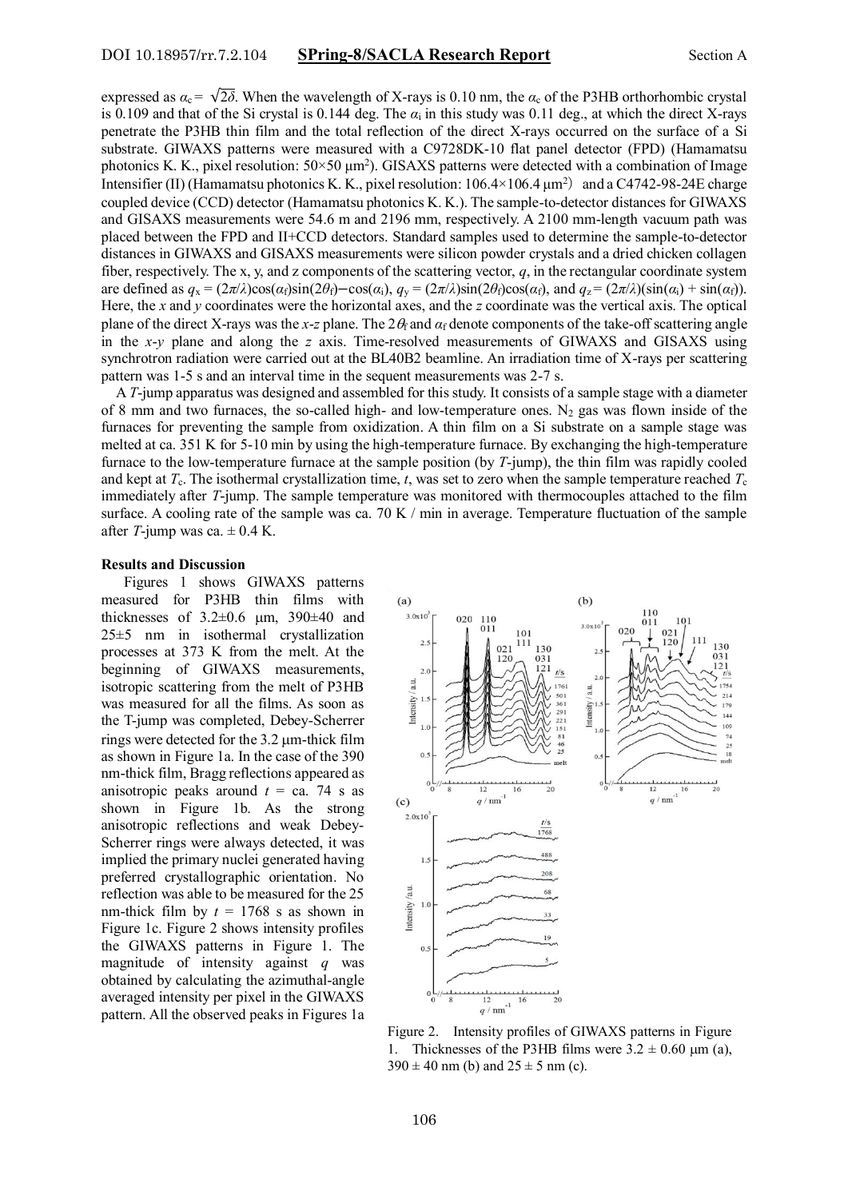expressed as $\alpha_c = \sqrt{2\delta}$. When the wavelength of X-rays is 0.10 nm, the $\alpha_c$ of the P3HB orthorhombic crystal is 0.109 and that of the Si crystal is 0.144 deg. The $\alpha_i$ in this study was 0.11 deg., at which the direct X-rays penetrate the P3HB thin film and the total reflection of the direct X-rays occurred on the surface of a Si substrate. GIWAXS patterns were measured with a C9728DK-10 flat panel detector (FPD) (Hamamatsu photonics K. K., pixel resolution: 50×50 μm$^2$). GISAXS patterns were detected with a combination of Image Intensifier (II) (Hamamatsu photonics K. K., pixel resolution: 106.4×106.4 μm$^2$) and a C4742-98-24E charge coupled device (CCD) detector (Hamamatsu photonics K. K.). The sample-to-detector distances for GIWAXS and GISAXS measurements were 54.6 m and 2196 mm, respectively. A 2100 mm-length vacuum path was placed between the FPD and II+CCD detectors. Standard samples used to determine the sample-to-detector distances in GIWAXS and GISAXS measurements were silicon powder crystals and a dried chicken collagen fiber, respectively. The x, y, and z components of the scattering vector, $q$, in the rectangular coordinate system are defined as $q_x = (2\pi/\lambda)\cos(\alpha_f)\sin(2\theta_f) - \cos(\alpha_i)$, $q_y = (2\pi/\lambda)\sin(2\theta_f)\cos(\alpha_f)$, and $q_z = (2\pi/\lambda)(\sin(\alpha_i) + \sin(\alpha_f))$. Here, the $x$ and $y$ coordinates were the horizontal axes, and the $z$ coordinate was the vertical axis. The optical plane of the direct X-rays was the $x$-$z$ plane. The $2\theta_f$ and $\alpha_f$ denote components of the take-off scattering angle in the $x$-$y$ plane and along the $z$ axis. Time-resolved measurements of GIWAXS and GISAXS using synchrotron radiation were carried out at the BL40B2 beamline. An irradiation time of X-rays per scattering pattern was 1-5 s and an interval time in the sequent measurements was 2-7 s.

A $T$-jump apparatus was designed and assembled for this study. It consists of a sample stage with a diameter of 8 mm and two furnaces, the so-called high- and low-temperature ones. $N_2$ gas was flown inside of the furnaces for preventing the sample from oxidization. A thin film on a Si substrate on a sample stage was melted at ca. 351 K for 5-10 min by using the high-temperature furnace. By exchanging the high-temperature furnace to the low-temperature furnace at the sample position (by $T$-jump), the thin film was rapidly cooled and kept at $T_c$. The isothermal crystallization time, $t$, was set to zero when the sample temperature reached $T_c$ immediately after $T$-jump. The sample temperature was monitored with thermocouples attached to the film surface. A cooling rate of the sample was ca. 70 K / min in average. Temperature fluctuation of the sample after $T$-jump was ca. ± 0.4 K.

**Results and Discussion**

Figures 1 shows GIWAXS patterns measured for P3HB thin films with thicknesses of 3.2±0.6 μm, 390±40 and 25±5 nm in isothermal crystallization processes at 373 K from the melt. At the beginning of GIWAXS measurements, isotropic scattering from the melt of P3HB was measured for all the films. As soon as the T-jump was completed, Debey-Scherrer rings were detected for the 3.2 μm-thick film as shown in Figure 1a. In the case of the 390 nm-thick film, Bragg reflections appeared as anisotropic peaks around $t$ = ca. 74 s as shown in Figure 1b. As the strong anisotropic reflections and weak Debey-Scherrer rings were always detected, it was implied the primary nuclei generated having preferred crystallographic orientation. No reflection was able to be measured for the 25 nm-thick film by $t$ = 1768 s as shown in Figure 1c. Figure 2 shows intensity profiles the GIWAXS patterns in Figure 1. The magnitude of intensity against $q$ was obtained by calculating the azimuthal-angle averaged intensity per pixel in the GIWAXS pattern. All the observed peaks in Figures 1a

Figure 2. Intensity profiles of GIWAXS patterns in Figure 1. Thicknesses of the P3HB films were 3.2 ± 0.60 μm (a), 390 ± 40 nm (b) and 25 ± 5 nm (c).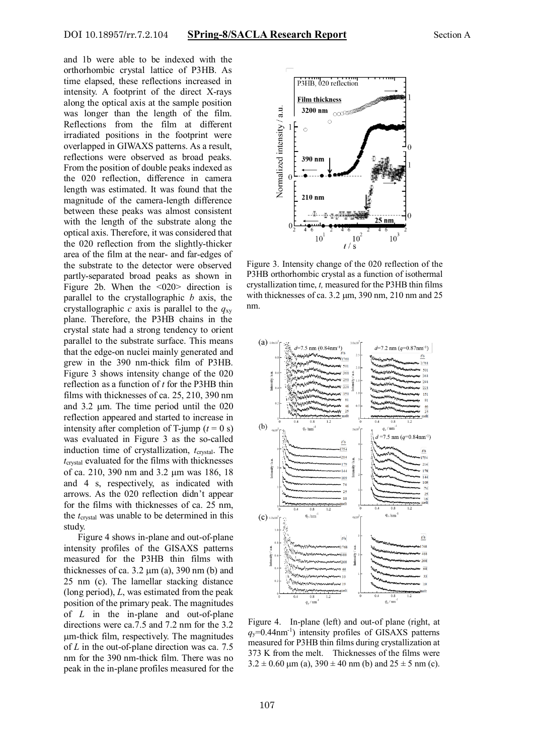and 1b were able to be indexed with the orthorhombic crystal lattice of P3HB. As time elapsed, these reflections increased in intensity. A footprint of the direct X-rays along the optical axis at the sample position was longer than the length of the film. Reflections from the film at different irradiated positions in the footprint were overlapped in GIWAXS patterns. As a result, reflections were observed as broad peaks. From the position of double peaks indexed as the 020 reflection, difference in camera length was estimated. It was found that the magnitude of the camera-length difference between these peaks was almost consistent with the length of the substrate along the optical axis. Therefore, it was considered that the 020 reflection from the slightly-thicker area of the film at the near- and far-edges of the substrate to the detector were observed partly-separated broad peaks as shown in Figure 2b. When the <020> direction is parallel to the crystallographic *b* axis, the crystallographic *c* axis is parallel to the $q_{xy}$ plane. Therefore, the P3HB chains in the crystal state had a strong tendency to orient parallel to the substrate surface. This means that the edge-on nuclei mainly generated and grew in the 390 nm-thick film of P3HB. Figure 3 shows intensity change of the 020 reflection as a function of *t* for the P3HB thin films with thicknesses of ca. 25, 210, 390 nm and 3.2 μm. The time period until the 020 reflection appeared and started to increase in intensity after completion of T-jump ($t = 0$ s) was evaluated in Figure 3 as the so-called induction time of crystallization, $t_{crystal}$. The $t_{crystal}$ evaluated for the films with thicknesses of ca. 210, 390 nm and 3.2 μm was 186, 18 and 4 s, respectively, as indicated with arrows. As the 020 reflection didn't appear for the films with thicknesses of ca. 25 nm, the $t_{crystal}$ was unable to be determined in this study.

Figure 4 shows in-plane and out-of-plane intensity profiles of the GISAXS patterns measured for the P3HB thin films with thicknesses of ca. 3.2 μm (a), 390 nm (b) and 25 nm (c). The lamellar stacking distance (long period), *L*, was estimated from the peak position of the primary peak. The magnitudes of *L* in the in-plane and out-of-plane directions were ca.7.5 and 7.2 nm for the 3.2 μm-thick film, respectively. The magnitudes of *L* in the out-of-plane direction was ca. 7.5 nm for the 390 nm-thick film. There was no peak in the in-plane profiles measured for the

Figure 3. Intensity change of the 020 reflection of the P3HB orthorhombic crystal as a function of isothermal crystallization time, *t*, measured for the P3HB thin films with thicknesses of ca. 3.2 μm, 390 nm, 210 nm and 25 nm.

Figure 4. In-plane (left) and out-of plane (right, at $q_y$=0.44nm$^{-1}$) intensity profiles of GISAXS patterns measured for P3HB thin films during crystallization at 373 K from the melt. Thicknesses of the films were 3.2 ± 0.60 μm (a), 390 ± 40 nm (b) and 25 ± 5 nm (c).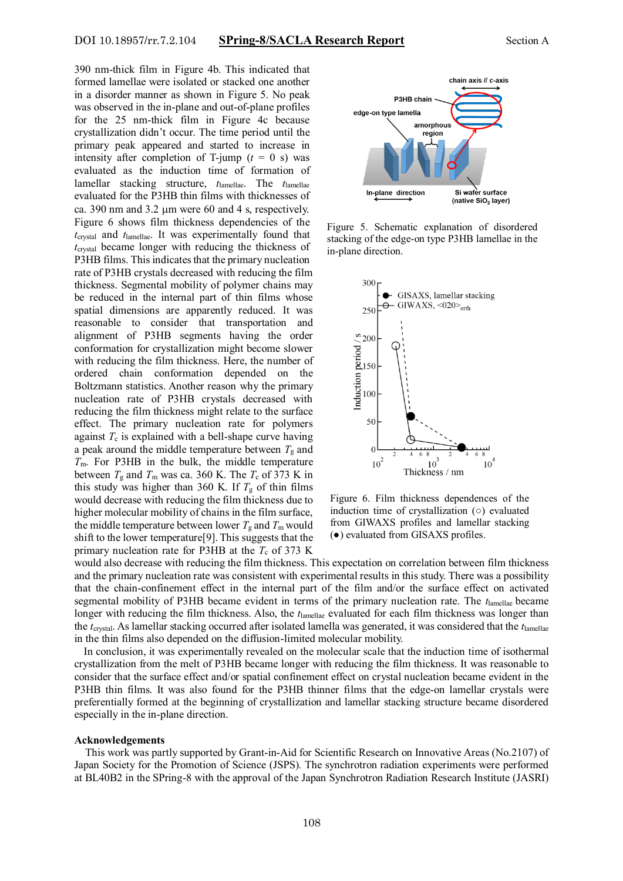390 nm-thick film in Figure 4b. This indicated that formed lamellae were isolated or stacked one another in a disorder manner as shown in Figure 5. No peak was observed in the in-plane and out-of-plane profiles for the 25 nm-thick film in Figure 4c because crystallization didn't occur. The time period until the primary peak appeared and started to increase in intensity after completion of T-jump ($t$ = 0 s) was evaluated as the induction time of formation of lamellar stacking structure, $t_{lamellae}$. The $t_{lamellae}$ evaluated for the P3HB thin films with thicknesses of ca. 390 nm and 3.2 μm were 60 and 4 s, respectively. Figure 6 shows film thickness dependencies of the $t_{crystal}$ and $t_{lamellae}$. It was experimentally found that $t_{crystal}$ became longer with reducing the thickness of P3HB films. This indicates that the primary nucleation rate of P3HB crystals decreased with reducing the film thickness. Segmental mobility of polymer chains may be reduced in the internal part of thin films whose spatial dimensions are apparently reduced. It was reasonable to consider that transportation and alignment of P3HB segments having the order conformation for crystallization might become slower with reducing the film thickness. Here, the number of ordered chain conformation depended on the Boltzmann statistics. Another reason why the primary nucleation rate of P3HB crystals decreased with reducing the film thickness might relate to the surface effect. The primary nucleation rate for polymers against $T_c$ is explained with a bell-shape curve having a peak around the middle temperature between $T_g$ and $T_m$. For P3HB in the bulk, the middle temperature between $T_g$ and $T_m$ was ca. 360 K. The $T_c$ of 373 K in this study was higher than 360 K. If $T_g$ of thin films would decrease with reducing the film thickness due to higher molecular mobility of chains in the film surface, the middle temperature between lower $T_g$ and $T_m$ would shift to the lower temperature[9]. This suggests that the primary nucleation rate for P3HB at the $T_c$ of 373 K would also decrease with reducing the film thickness. This expectation on correlation between film thickness and the primary nucleation rate was consistent with experimental results in this study. There was a possibility that the chain-confinement effect in the internal part of the film and/or the surface effect on activated segmental mobility of P3HB became evident in terms of the primary nucleation rate. The $t_{lamellae}$ became longer with reducing the film thickness. Also, the $t_{lamellae}$ evaluated for each film thickness was longer than the $t_{crystal}$. As lamellar stacking occurred after isolated lamella was generated, it was considered that the $t_{lamellae}$ in the thin films also depended on the diffusion-limited molecular mobility.

Figure 5. Schematic explanation of disordered stacking of the edge-on type P3HB lamellae in the in-plane direction.

Figure 6. Film thickness dependences of the induction time of crystallization (○) evaluated from GIWAXS profiles and lamellar stacking (●) evaluated from GISAXS profiles.

In conclusion, it was experimentally revealed on the molecular scale that the induction time of isothermal crystallization from the melt of P3HB became longer with reducing the film thickness. It was reasonable to consider that the surface effect and/or spatial confinement effect on crystal nucleation became evident in the P3HB thin films. It was also found for the P3HB thinner films that the edge-on lamellar crystals were preferentially formed at the beginning of crystallization and lamellar stacking structure became disordered especially in the in-plane direction.

## Acknowledgements

This work was partly supported by Grant-in-Aid for Scientific Research on Innovative Areas (No.2107) of Japan Society for the Promotion of Science (JSPS). The synchrotron radiation experiments were performed at BL40B2 in the SPring-8 with the approval of the Japan Synchrotron Radiation Research Institute (JASRI)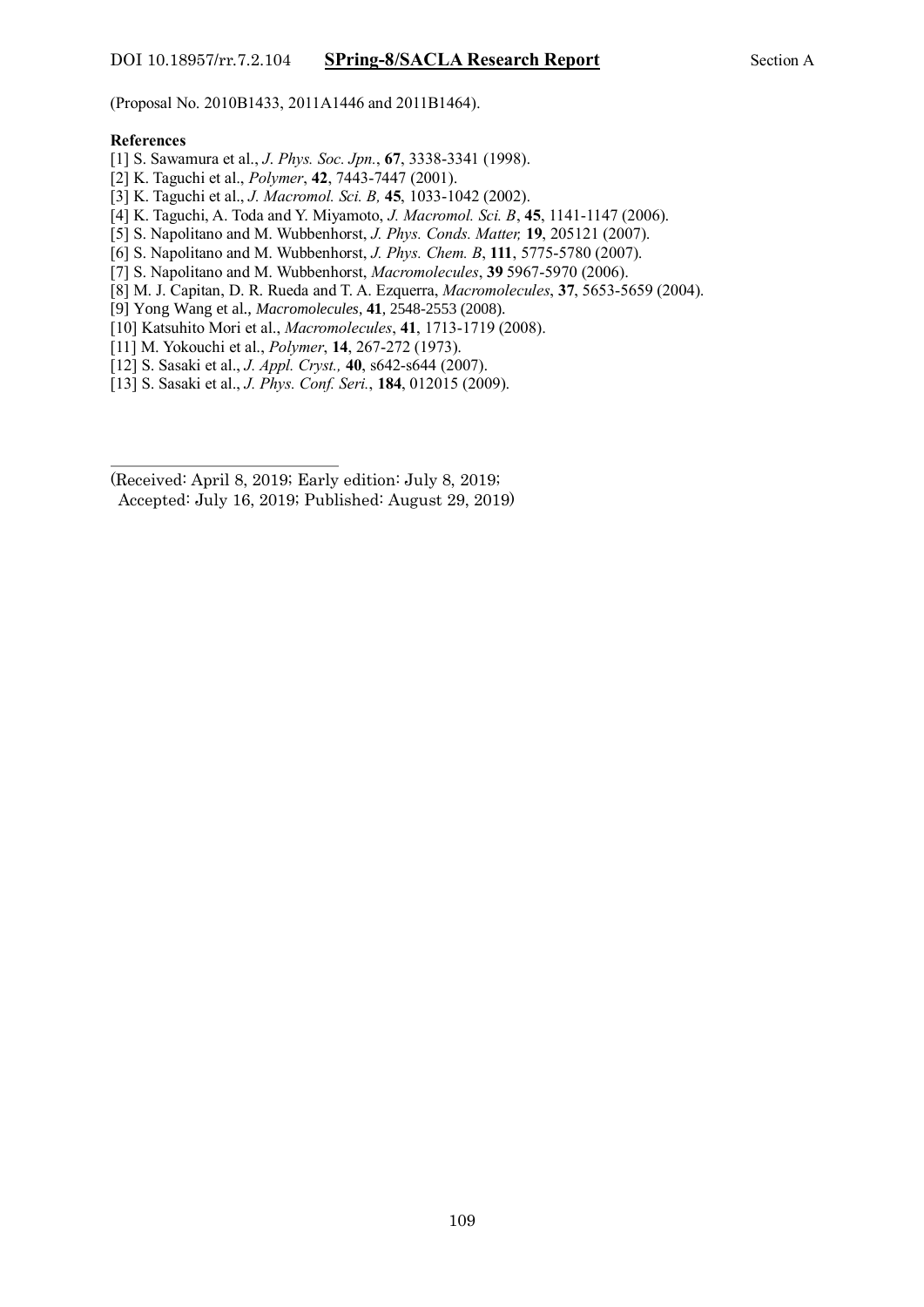(Proposal No. 2010B1433, 2011A1446 and 2011B1464).

**References**

[1] S. Sawamura et al., *J. Phys. Soc. Jpn.*, **67**, 3338-3341 (1998).
[2] K. Taguchi et al., *Polymer*, **42**, 7443-7447 (2001).
[3] K. Taguchi et al., *J. Macromol. Sci. B,* **45**, 1033-1042 (2002).
[4] K. Taguchi, A. Toda and Y. Miyamoto, *J. Macromol. Sci. B*, **45**, 1141-1147 (2006).
[5] S. Napolitano and M. Wubbenhorst, *J. Phys. Conds. Matter,* **19**, 205121 (2007).
[6] S. Napolitano and M. Wubbenhorst, *J. Phys. Chem. B*, **111**, 5775-5780 (2007).
[7] S. Napolitano and M. Wubbenhorst, *Macromolecules*, **39** 5967-5970 (2006).
[8] M. J. Capitan, D. R. Rueda and T. A. Ezquerra, *Macromolecules*, **37**, 5653-5659 (2004).
[9] Yong Wang et al., *Macromolecules*, **41**, 2548-2553 (2008).
[10] Katsuhito Mori et al., *Macromolecules*, **41**, 1713-1719 (2008).
[11] M. Yokouchi et al., *Polymer*, **14**, 267-272 (1973).
[12] S. Sasaki et al., *J. Appl. Cryst.,* **40**, s642-s644 (2007).
[13] S. Sasaki et al., *J. Phys. Conf. Seri.*, **184**, 012015 (2009).

(Received: April 8, 2019; Early edition: July 8, 2019;
Accepted: July 16, 2019; Published: August 29, 2019)